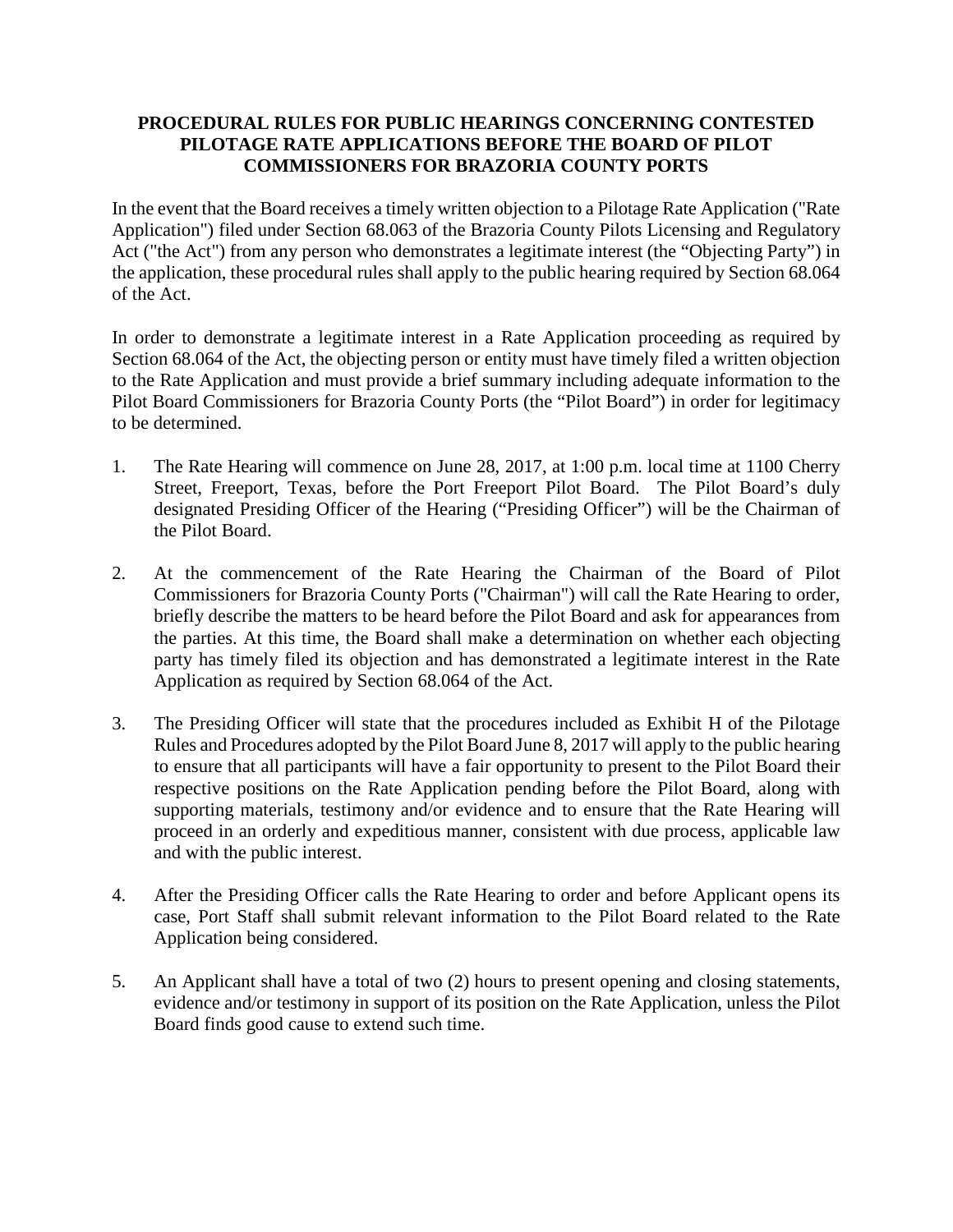# PROCEDURAL RULES FOR PUBLIC HEARINGS CONCERNING CONTESTED PILOTAGE RATE APPLICATIONS BEFORE THE BOARD OF PILOT COMMISSIONERS FOR BRAZORIA COUNTY PORTS

In the event that the Board receives a timely written objection to a Pilotage Rate Application ("Rate Application") filed under Section 68.063 of the Brazoria County Pilots Licensing and Regulatory Act ("the Act") from any person who demonstrates a legitimate interest (the "Objecting Party") in the application, these procedural rules shall apply to the public hearing required by Section 68.064 of the Act.

In order to demonstrate a legitimate interest in a Rate Application proceeding as required by Section 68.064 of the Act, the objecting person or entity must have timely filed a written objection to the Rate Application and must provide a brief summary including adequate information to the Pilot Board Commissioners for Brazoria County Ports (the "Pilot Board") in order for legitimacy to be determined.

1. The Rate Hearing will commence on June 28, 2017, at 1:00 p.m. local time at 1100 Cherry Street, Freeport, Texas, before the Port Freeport Pilot Board. The Pilot Board's duly designated Presiding Officer of the Hearing ("Presiding Officer") will be the Chairman of the Pilot Board.

2. At the commencement of the Rate Hearing the Chairman of the Board of Pilot Commissioners for Brazoria County Ports ("Chairman") will call the Rate Hearing to order, briefly describe the matters to be heard before the Pilot Board and ask for appearances from the parties. At this time, the Board shall make a determination on whether each objecting party has timely filed its objection and has demonstrated a legitimate interest in the Rate Application as required by Section 68.064 of the Act.

3. The Presiding Officer will state that the procedures included as Exhibit H of the Pilotage Rules and Procedures adopted by the Pilot Board June 8, 2017 will apply to the public hearing to ensure that all participants will have a fair opportunity to present to the Pilot Board their respective positions on the Rate Application pending before the Pilot Board, along with supporting materials, testimony and/or evidence and to ensure that the Rate Hearing will proceed in an orderly and expeditious manner, consistent with due process, applicable law and with the public interest.

4. After the Presiding Officer calls the Rate Hearing to order and before Applicant opens its case, Port Staff shall submit relevant information to the Pilot Board related to the Rate Application being considered.

5. An Applicant shall have a total of two (2) hours to present opening and closing statements, evidence and/or testimony in support of its position on the Rate Application, unless the Pilot Board finds good cause to extend such time.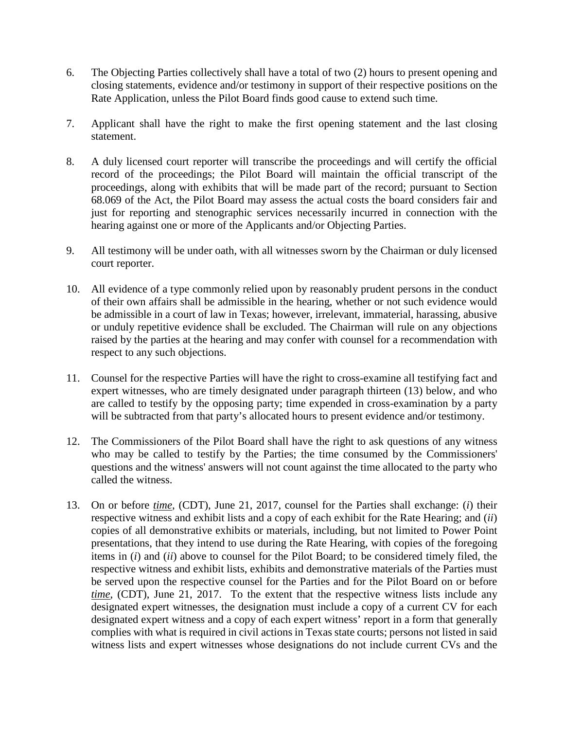6. The Objecting Parties collectively shall have a total of two (2) hours to present opening and closing statements, evidence and/or testimony in support of their respective positions on the Rate Application, unless the Pilot Board finds good cause to extend such time.

7. Applicant shall have the right to make the first opening statement and the last closing statement.

8. A duly licensed court reporter will transcribe the proceedings and will certify the official record of the proceedings; the Pilot Board will maintain the official transcript of the proceedings, along with exhibits that will be made part of the record; pursuant to Section 68.069 of the Act, the Pilot Board may assess the actual costs the board considers fair and just for reporting and stenographic services necessarily incurred in connection with the hearing against one or more of the Applicants and/or Objecting Parties.

9. All testimony will be under oath, with all witnesses sworn by the Chairman or duly licensed court reporter.

10. All evidence of a type commonly relied upon by reasonably prudent persons in the conduct of their own affairs shall be admissible in the hearing, whether or not such evidence would be admissible in a court of law in Texas; however, irrelevant, immaterial, harassing, abusive or unduly repetitive evidence shall be excluded. The Chairman will rule on any objections raised by the parties at the hearing and may confer with counsel for a recommendation with respect to any such objections.

11. Counsel for the respective Parties will have the right to cross-examine all testifying fact and expert witnesses, who are timely designated under paragraph thirteen (13) below, and who are called to testify by the opposing party; time expended in cross-examination by a party will be subtracted from that party's allocated hours to present evidence and/or testimony.

12. The Commissioners of the Pilot Board shall have the right to ask questions of any witness who may be called to testify by the Parties; the time consumed by the Commissioners' questions and the witness' answers will not count against the time allocated to the party who called the witness.

13. On or before ***time***, (CDT), June 21, 2017, counsel for the Parties shall exchange: (*i*) their respective witness and exhibit lists and a copy of each exhibit for the Rate Hearing; and (*ii*) copies of all demonstrative exhibits or materials, including, but not limited to Power Point presentations, that they intend to use during the Rate Hearing, with copies of the foregoing items in (*i*) and (*ii*) above to counsel for the Pilot Board; to be considered timely filed, the respective witness and exhibit lists, exhibits and demonstrative materials of the Parties must be served upon the respective counsel for the Parties and for the Pilot Board on or before ***time***, (CDT), June 21, 2017. To the extent that the respective witness lists include any designated expert witnesses, the designation must include a copy of a current CV for each designated expert witness and a copy of each expert witness' report in a form that generally complies with what is required in civil actions in Texas state courts; persons not listed in said witness lists and expert witnesses whose designations do not include current CVs and the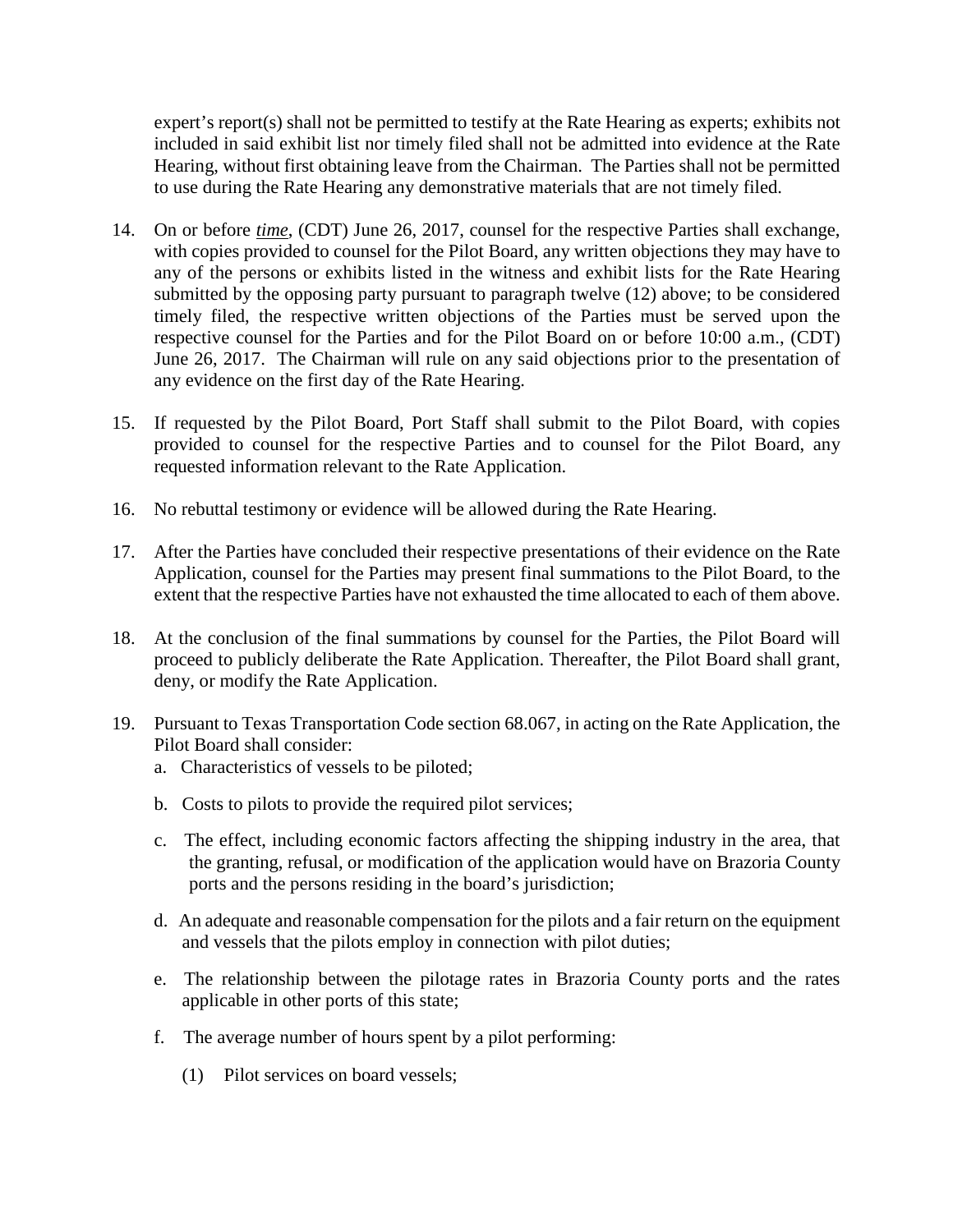expert's report(s) shall not be permitted to testify at the Rate Hearing as experts; exhibits not included in said exhibit list nor timely filed shall not be admitted into evidence at the Rate Hearing, without first obtaining leave from the Chairman. The Parties shall not be permitted to use during the Rate Hearing any demonstrative materials that are not timely filed.

14. On or before ***time***, (CDT) June 26, 2017, counsel for the respective Parties shall exchange, with copies provided to counsel for the Pilot Board, any written objections they may have to any of the persons or exhibits listed in the witness and exhibit lists for the Rate Hearing submitted by the opposing party pursuant to paragraph twelve (12) above; to be considered timely filed, the respective written objections of the Parties must be served upon the respective counsel for the Parties and for the Pilot Board on or before 10:00 a.m., (CDT) June 26, 2017. The Chairman will rule on any said objections prior to the presentation of any evidence on the first day of the Rate Hearing.

15. If requested by the Pilot Board, Port Staff shall submit to the Pilot Board, with copies provided to counsel for the respective Parties and to counsel for the Pilot Board, any requested information relevant to the Rate Application.

16. No rebuttal testimony or evidence will be allowed during the Rate Hearing.

17. After the Parties have concluded their respective presentations of their evidence on the Rate Application, counsel for the Parties may present final summations to the Pilot Board, to the extent that the respective Parties have not exhausted the time allocated to each of them above.

18. At the conclusion of the final summations by counsel for the Parties, the Pilot Board will proceed to publicly deliberate the Rate Application. Thereafter, the Pilot Board shall grant, deny, or modify the Rate Application.

19. Pursuant to Texas Transportation Code section 68.067, in acting on the Rate Application, the Pilot Board shall consider:
    a. Characteristics of vessels to be piloted;

    b. Costs to pilots to provide the required pilot services;

    c. The effect, including economic factors affecting the shipping industry in the area, that the granting, refusal, or modification of the application would have on Brazoria County ports and the persons residing in the board's jurisdiction;

    d. An adequate and reasonable compensation for the pilots and a fair return on the equipment and vessels that the pilots employ in connection with pilot duties;

    e. The relationship between the pilotage rates in Brazoria County ports and the rates applicable in other ports of this state;

    f. The average number of hours spent by a pilot performing:

        (1) Pilot services on board vessels;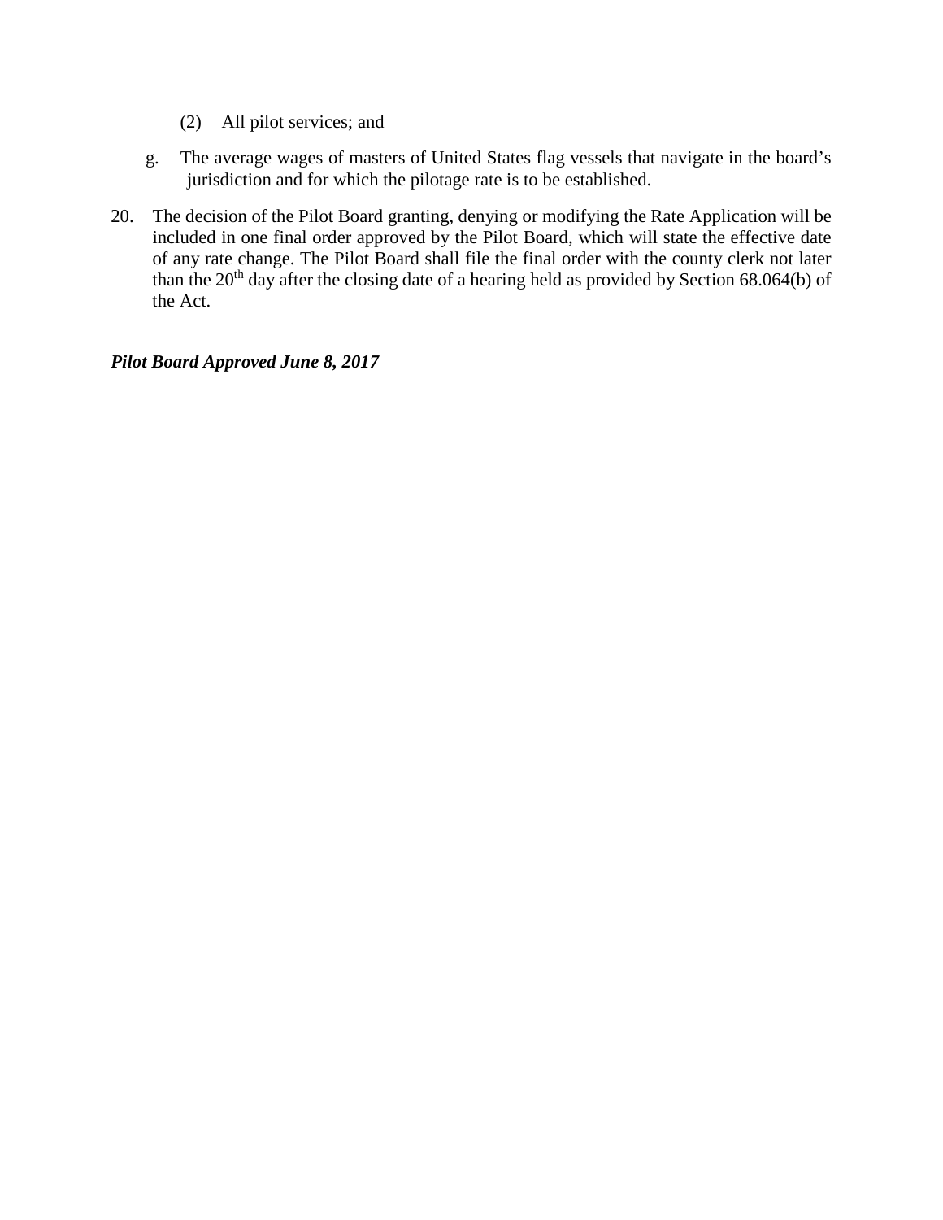(2) All pilot services; and

g. The average wages of masters of United States flag vessels that navigate in the board's jurisdiction and for which the pilotage rate is to be established.

20. The decision of the Pilot Board granting, denying or modifying the Rate Application will be included in one final order approved by the Pilot Board, which will state the effective date of any rate change. The Pilot Board shall file the final order with the county clerk not later than the 20th day after the closing date of a hearing held as provided by Section 68.064(b) of the Act.

***Pilot Board Approved June 8, 2017***